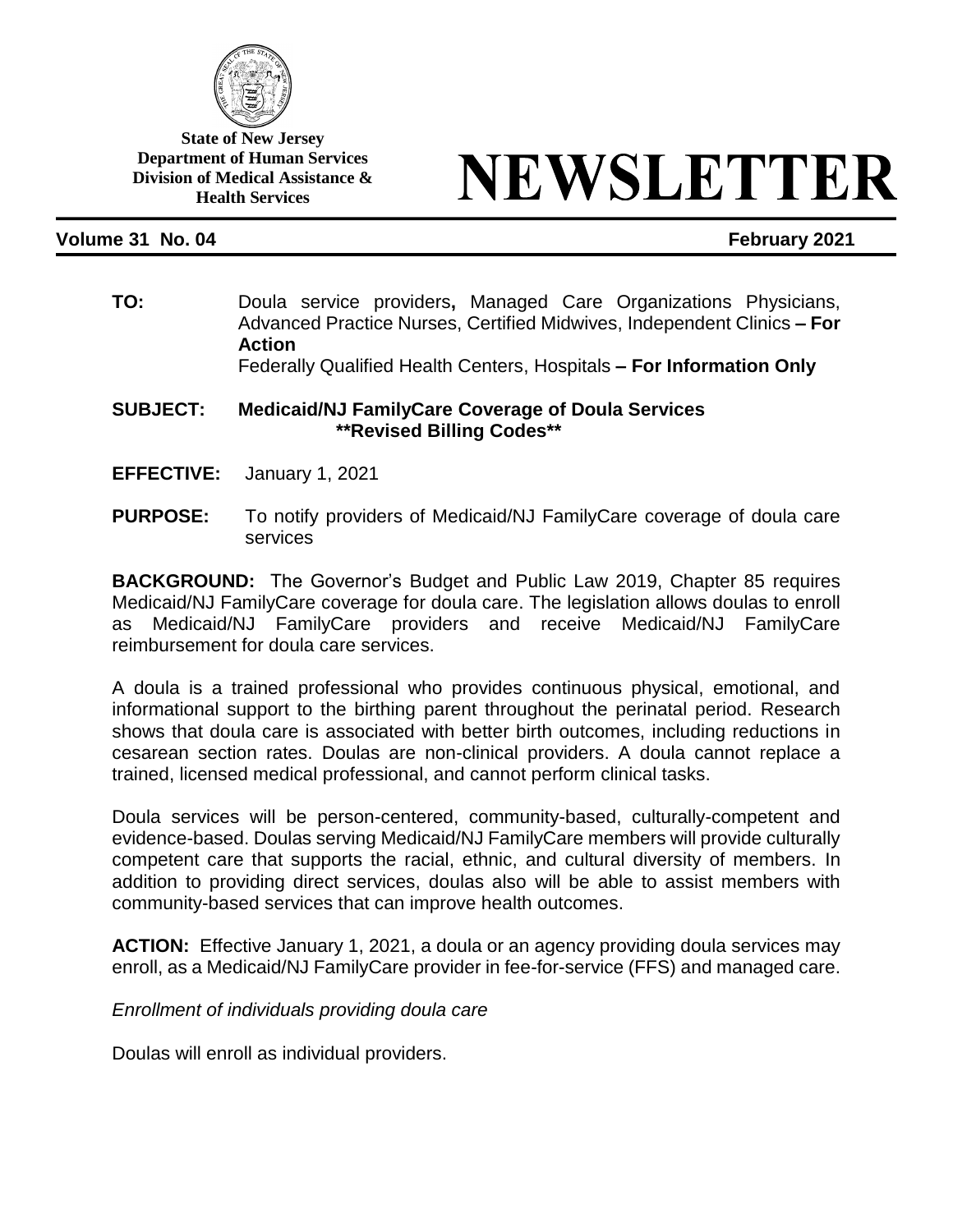State of New Jersey
Department of Human Services
Division of Medical Assistance & Health Services

# NEWSLETTER

**Volume 31 No. 04** **February 2021**

**TO:** Doula service providers**,** Managed Care Organizations Physicians, Advanced Practice Nurses, Certified Midwives, Independent Clinics **– For Action**
Federally Qualified Health Centers, Hospitals **– For Information Only**

**SUBJECT: Medicaid/NJ FamilyCare Coverage of Doula Services**
**\*\*Revised Billing Codes\*\***

**EFFECTIVE:** January 1, 2021

**PURPOSE:** To notify providers of Medicaid/NJ FamilyCare coverage of doula care services

**BACKGROUND:** The Governor's Budget and Public Law 2019, Chapter 85 requires Medicaid/NJ FamilyCare coverage for doula care. The legislation allows doulas to enroll as Medicaid/NJ FamilyCare providers and receive Medicaid/NJ FamilyCare reimbursement for doula care services.

A doula is a trained professional who provides continuous physical, emotional, and informational support to the birthing parent throughout the perinatal period. Research shows that doula care is associated with better birth outcomes, including reductions in cesarean section rates. Doulas are non-clinical providers. A doula cannot replace a trained, licensed medical professional, and cannot perform clinical tasks.

Doula services will be person-centered, community-based, culturally-competent and evidence-based. Doulas serving Medicaid/NJ FamilyCare members will provide culturally competent care that supports the racial, ethnic, and cultural diversity of members. In addition to providing direct services, doulas also will be able to assist members with community-based services that can improve health outcomes.

**ACTION:** Effective January 1, 2021, a doula or an agency providing doula services may enroll, as a Medicaid/NJ FamilyCare provider in fee-for-service (FFS) and managed care.

*Enrollment of individuals providing doula care*

Doulas will enroll as individual providers.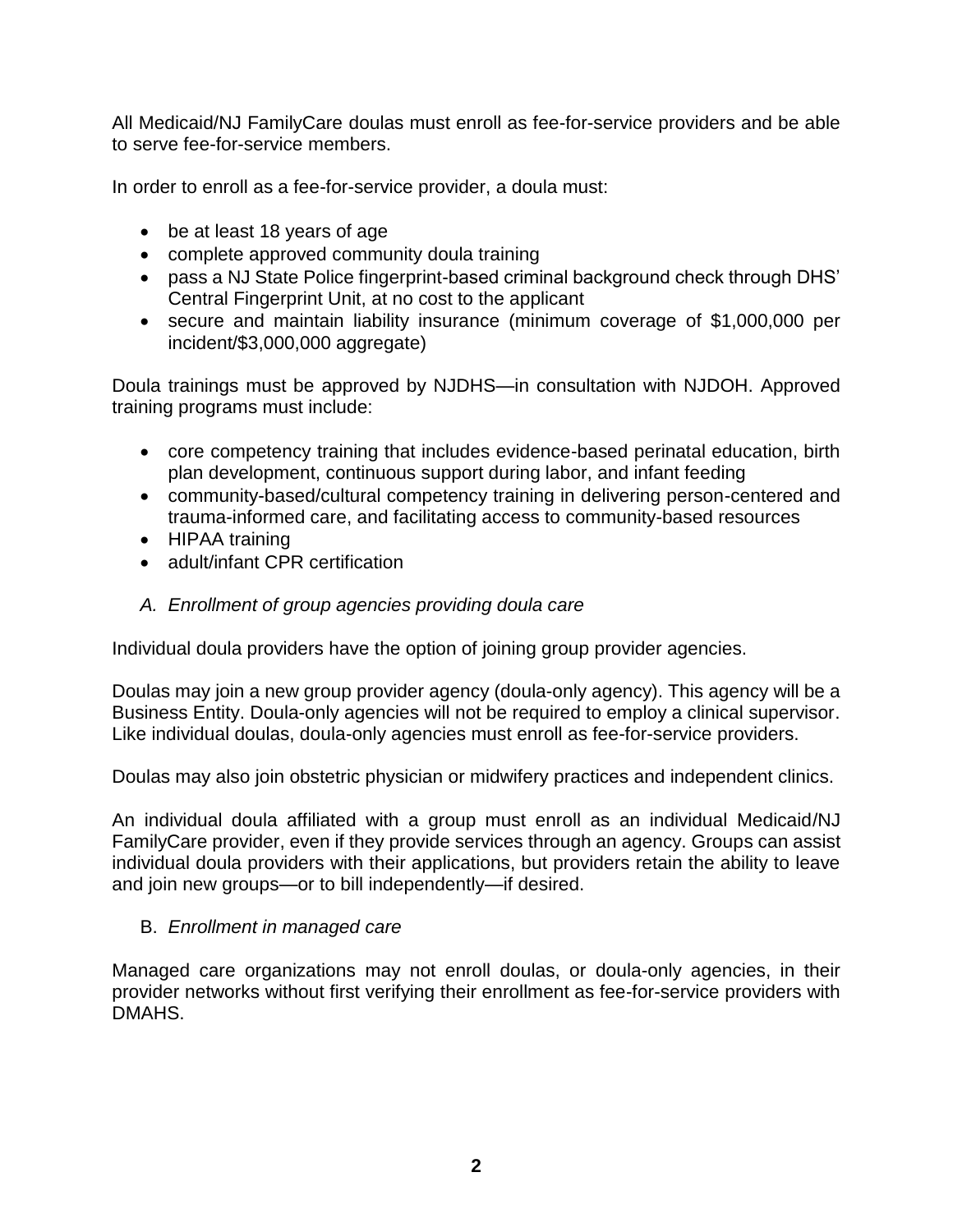All Medicaid/NJ FamilyCare doulas must enroll as fee-for-service providers and be able to serve fee-for-service members.

In order to enroll as a fee-for-service provider, a doula must:

- be at least 18 years of age
- complete approved community doula training
- pass a NJ State Police fingerprint-based criminal background check through DHS' Central Fingerprint Unit, at no cost to the applicant
- secure and maintain liability insurance (minimum coverage of $1,000,000 per incident/$3,000,000 aggregate)

Doula trainings must be approved by NJDHS—in consultation with NJDOH. Approved training programs must include:

- core competency training that includes evidence-based perinatal education, birth plan development, continuous support during labor, and infant feeding
- community-based/cultural competency training in delivering person-centered and trauma-informed care, and facilitating access to community-based resources
- HIPAA training
- adult/infant CPR certification

### *A. Enrollment of group agencies providing doula care*

Individual doula providers have the option of joining group provider agencies.

Doulas may join a new group provider agency (doula-only agency). This agency will be a Business Entity. Doula-only agencies will not be required to employ a clinical supervisor. Like individual doulas, doula-only agencies must enroll as fee-for-service providers.

Doulas may also join obstetric physician or midwifery practices and independent clinics.

An individual doula affiliated with a group must enroll as an individual Medicaid/NJ FamilyCare provider, even if they provide services through an agency. Groups can assist individual doula providers with their applications, but providers retain the ability to leave and join new groups—or to bill independently—if desired.

### B. *Enrollment in managed care*

Managed care organizations may not enroll doulas, or doula-only agencies, in their provider networks without first verifying their enrollment as fee-for-service providers with DMAHS.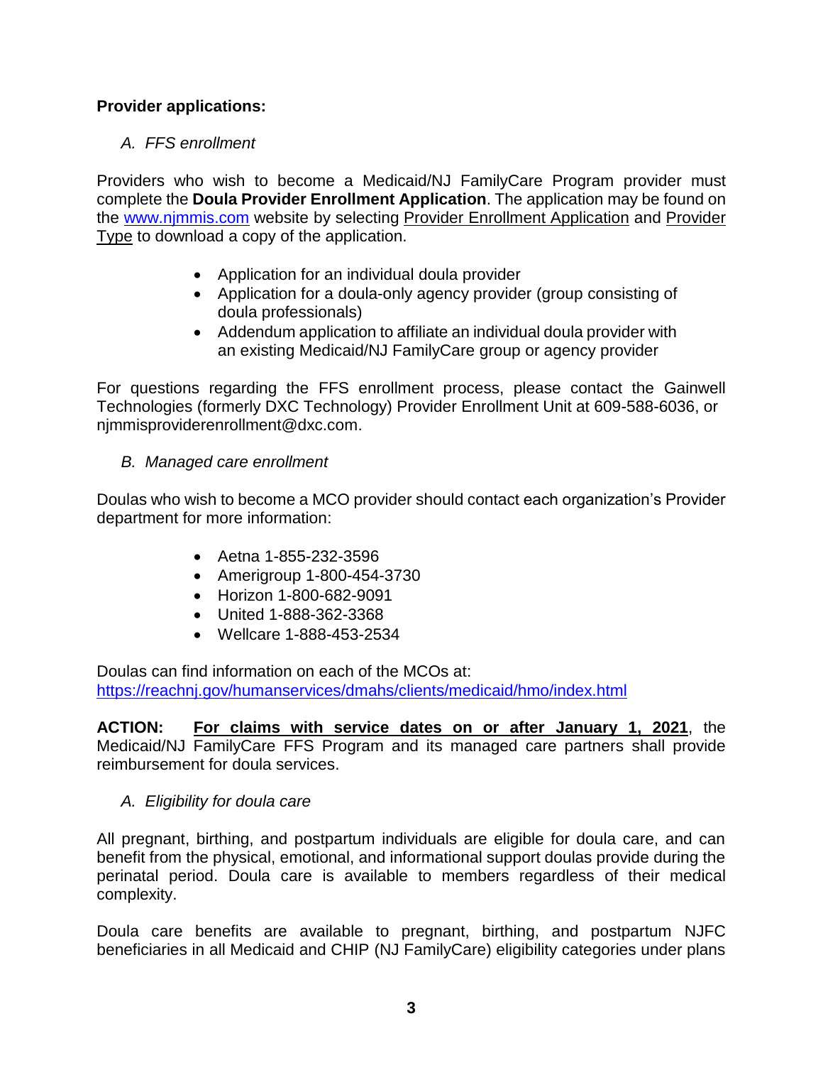**Provider applications:**

*A. FFS enrollment*

Providers who wish to become a Medicaid/NJ FamilyCare Program provider must complete the **Doula Provider Enrollment Application**. The application may be found on the [www.njmmis.com](www.njmmis.com) website by selecting Provider Enrollment Application and Provider Type to download a copy of the application.

- Application for an individual doula provider
- Application for a doula-only agency provider (group consisting of doula professionals)
- Addendum application to affiliate an individual doula provider with an existing Medicaid/NJ FamilyCare group or agency provider

For questions regarding the FFS enrollment process, please contact the Gainwell Technologies (formerly DXC Technology) Provider Enrollment Unit at 609-588-6036, or njmmisproviderenrollment@dxc.com.

*B. Managed care enrollment*

Doulas who wish to become a MCO provider should contact each organization's Provider department for more information:

- Aetna 1-855-232-3596
- Amerigroup 1-800-454-3730
- Horizon 1-800-682-9091
- United 1-888-362-3368
- Wellcare 1-888-453-2534

Doulas can find information on each of the MCOs at:
[https://reachnj.gov/humanservices/dmahs/clients/medicaid/hmo/index.html](https://reachnj.gov/humanservices/dmahs/clients/medicaid/hmo/index.html)

**ACTION:** **For claims with service dates on or after January 1, 2021**, the Medicaid/NJ FamilyCare FFS Program and its managed care partners shall provide reimbursement for doula services.

*A. Eligibility for doula care*

All pregnant, birthing, and postpartum individuals are eligible for doula care, and can benefit from the physical, emotional, and informational support doulas provide during the perinatal period. Doula care is available to members regardless of their medical complexity.

Doula care benefits are available to pregnant, birthing, and postpartum NJFC beneficiaries in all Medicaid and CHIP (NJ FamilyCare) eligibility categories under plans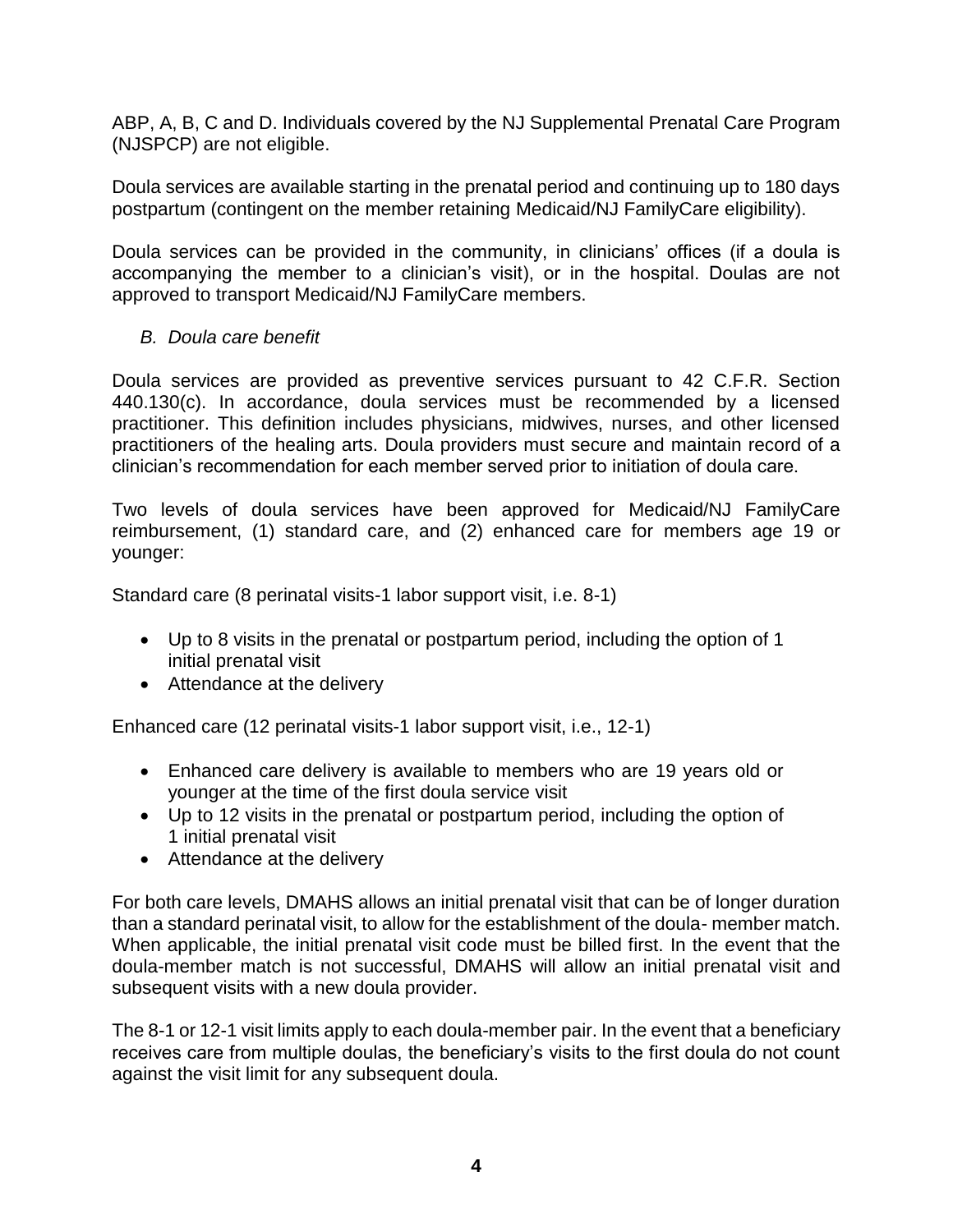ABP, A, B, C and D. Individuals covered by the NJ Supplemental Prenatal Care Program (NJSPCP) are not eligible.

Doula services are available starting in the prenatal period and continuing up to 180 days postpartum (contingent on the member retaining Medicaid/NJ FamilyCare eligibility).

Doula services can be provided in the community, in clinicians' offices (if a doula is accompanying the member to a clinician's visit), or in the hospital. Doulas are not approved to transport Medicaid/NJ FamilyCare members.

*B. Doula care benefit*

Doula services are provided as preventive services pursuant to 42 C.F.R. Section 440.130(c). In accordance, doula services must be recommended by a licensed practitioner. This definition includes physicians, midwives, nurses, and other licensed practitioners of the healing arts. Doula providers must secure and maintain record of a clinician's recommendation for each member served prior to initiation of doula care.

Two levels of doula services have been approved for Medicaid/NJ FamilyCare reimbursement, (1) standard care, and (2) enhanced care for members age 19 or younger:

Standard care (8 perinatal visits-1 labor support visit, i.e. 8-1)

- Up to 8 visits in the prenatal or postpartum period, including the option of 1 initial prenatal visit
- Attendance at the delivery

Enhanced care (12 perinatal visits-1 labor support visit, i.e., 12-1)

- Enhanced care delivery is available to members who are 19 years old or younger at the time of the first doula service visit
- Up to 12 visits in the prenatal or postpartum period, including the option of 1 initial prenatal visit
- Attendance at the delivery

For both care levels, DMAHS allows an initial prenatal visit that can be of longer duration than a standard perinatal visit, to allow for the establishment of the doula- member match. When applicable, the initial prenatal visit code must be billed first. In the event that the doula-member match is not successful, DMAHS will allow an initial prenatal visit and subsequent visits with a new doula provider.

The 8-1 or 12-1 visit limits apply to each doula-member pair. In the event that a beneficiary receives care from multiple doulas, the beneficiary's visits to the first doula do not count against the visit limit for any subsequent doula.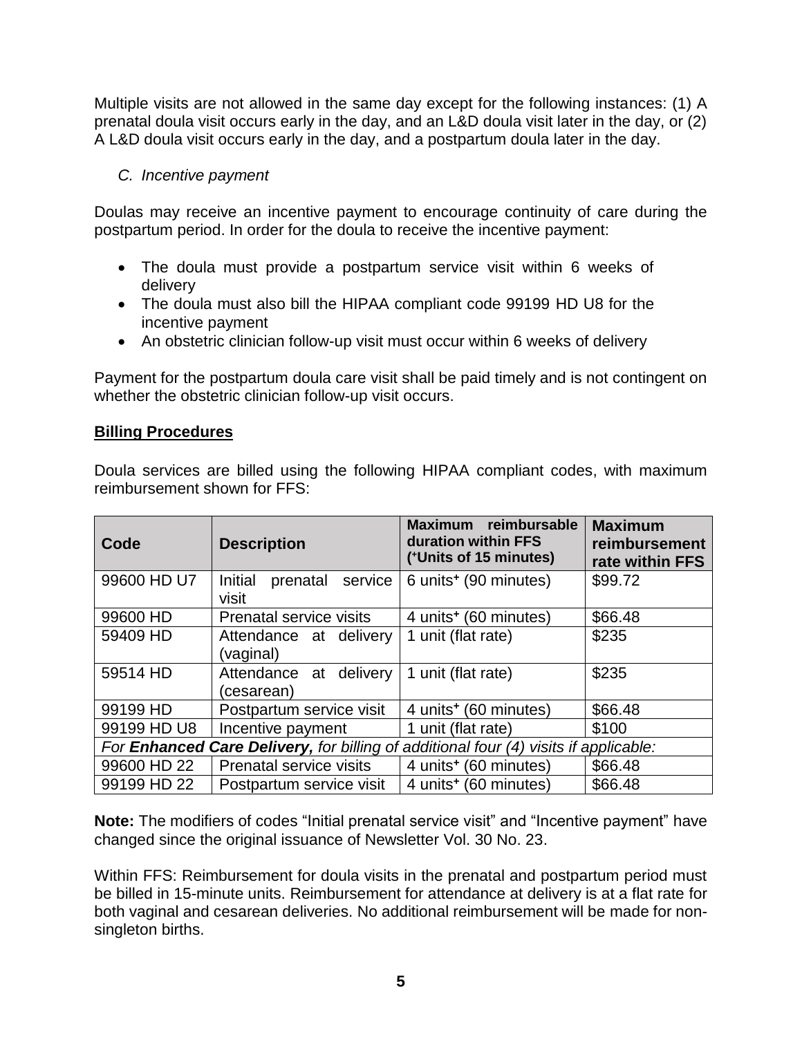Multiple visits are not allowed in the same day except for the following instances: (1) A prenatal doula visit occurs early in the day, and an L&D doula visit later in the day, or (2) A L&D doula visit occurs early in the day, and a postpartum doula later in the day.

*C. Incentive payment*

Doulas may receive an incentive payment to encourage continuity of care during the postpartum period. In order for the doula to receive the incentive payment:

- The doula must provide a postpartum service visit within 6 weeks of delivery
- The doula must also bill the HIPAA compliant code 99199 HD U8 for the incentive payment
- An obstetric clinician follow-up visit must occur within 6 weeks of delivery

Payment for the postpartum doula care visit shall be paid timely and is not contingent on whether the obstetric clinician follow-up visit occurs.

**Billing Procedures**

Doula services are billed using the following HIPAA compliant codes, with maximum reimbursement shown for FFS:

| Code | Description | Maximum reimbursable duration within FFS (⁺Units of 15 minutes) | Maximum reimbursement rate within FFS |
|---|---|---|---|
| 99600 HD U7 | Initial prenatal service visit | 6 units⁺ (90 minutes) | $99.72 |
| 99600 HD | Prenatal service visits | 4 units⁺ (60 minutes) | $66.48 |
| 59409 HD | Attendance at delivery (vaginal) | 1 unit (flat rate) | $235 |
| 59514 HD | Attendance at delivery (cesarean) | 1 unit (flat rate) | $235 |
| 99199 HD | Postpartum service visit | 4 units⁺ (60 minutes) | $66.48 |
| 99199 HD U8 | Incentive payment | 1 unit (flat rate) | $100 |
| *For **Enhanced Care Delivery,** for billing of additional four (4) visits if applicable:* | | | |
| 99600 HD 22 | Prenatal service visits | 4 units⁺ (60 minutes) | $66.48 |
| 99199 HD 22 | Postpartum service visit | 4 units⁺ (60 minutes) | $66.48 |

**Note:** The modifiers of codes "Initial prenatal service visit" and "Incentive payment" have changed since the original issuance of Newsletter Vol. 30 No. 23.

Within FFS: Reimbursement for doula visits in the prenatal and postpartum period must be billed in 15-minute units. Reimbursement for attendance at delivery is at a flat rate for both vaginal and cesarean deliveries. No additional reimbursement will be made for non-singleton births.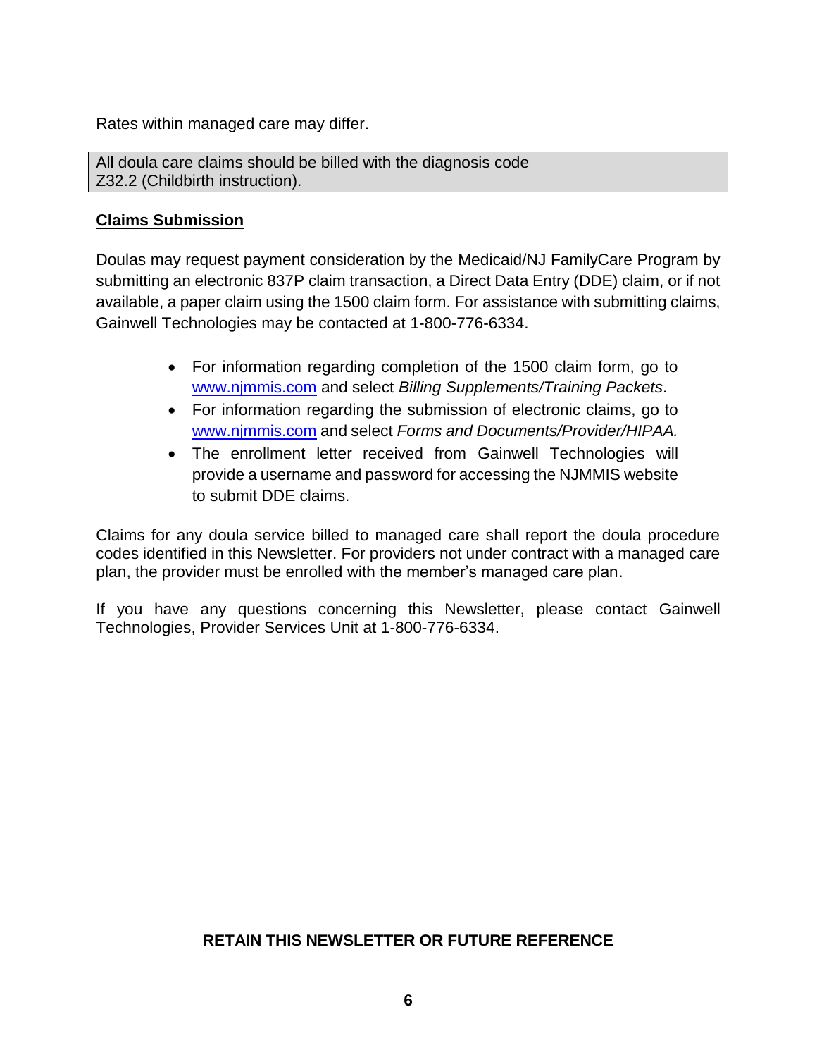Rates within managed care may differ.

| |
|---|
| All doula care claims should be billed with the diagnosis code Z32.2 (Childbirth instruction). |

**Claims Submission**

Doulas may request payment consideration by the Medicaid/NJ FamilyCare Program by submitting an electronic 837P claim transaction, a Direct Data Entry (DDE) claim, or if not available, a paper claim using the 1500 claim form. For assistance with submitting claims, Gainwell Technologies may be contacted at 1-800-776-6334.

- For information regarding completion of the 1500 claim form, go to www.njmmis.com and select *Billing Supplements/Training Packets*.
- For information regarding the submission of electronic claims, go to www.njmmis.com and select *Forms and Documents/Provider/HIPAA.*
- The enrollment letter received from Gainwell Technologies will provide a username and password for accessing the NJMMIS website to submit DDE claims.

Claims for any doula service billed to managed care shall report the doula procedure codes identified in this Newsletter. For providers not under contract with a managed care plan, the provider must be enrolled with the member's managed care plan.

If you have any questions concerning this Newsletter, please contact Gainwell Technologies, Provider Services Unit at 1-800-776-6334.

**RETAIN THIS NEWSLETTER OR FUTURE REFERENCE**